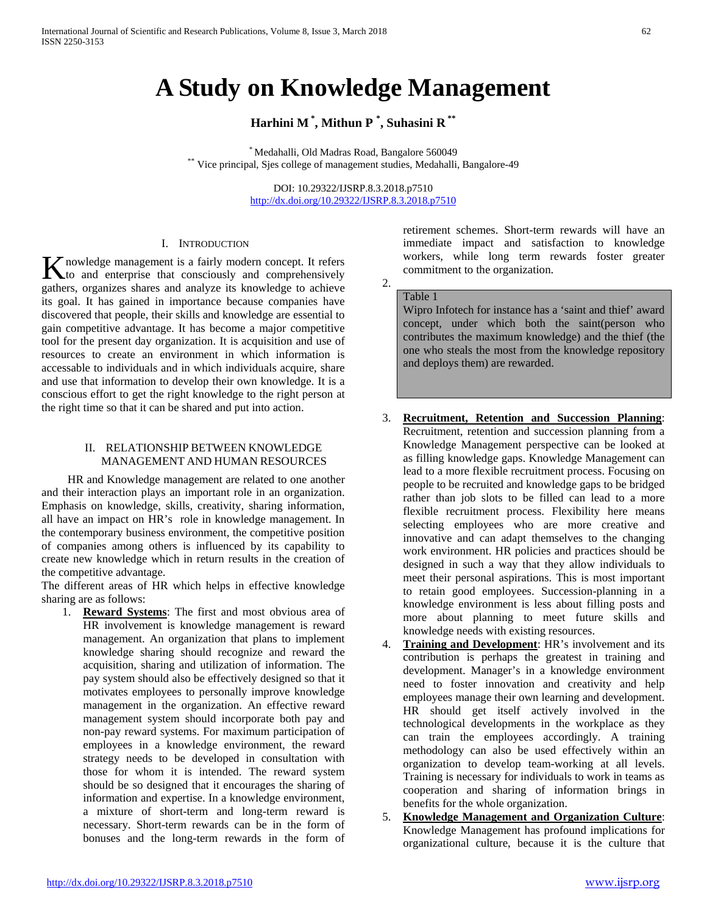# A Study on Knowledge Management

**Harhini M [*], Mithun P [*], Suhasini R [**]**

[*] Medahalli, Old Madras Road, Bangalore 560049
[**] Vice principal, Sjes college of management studies, Medahalli, Bangalore-49

DOI: 10.29322/IJSRP.8.3.2018.p7510
http://dx.doi.org/10.29322/IJSRP.8.3.2018.p7510

## I. Introduction

Knowledge management is a fairly modern concept. It refers to and enterprise that consciously and comprehensively gathers, organizes shares and analyze its knowledge to achieve its goal. It has gained in importance because companies have discovered that people, their skills and knowledge are essential to gain competitive advantage. It has become a major competitive tool for the present day organization. It is acquisition and use of resources to create an environment in which information is accessable to individuals and in which individuals acquire, share and use that information to develop their own knowledge. It is a conscious effort to get the right knowledge to the right person at the right time so that it can be shared and put into action.

## II. Relationship Between Knowledge Management and Human Resources

HR and Knowledge management are related to one another and their interaction plays an important role in an organization. Emphasis on knowledge, skills, creativity, sharing information, all have an impact on HR's role in knowledge management. In the contemporary business environment, the competitive position of companies among others is influenced by its capability to create new knowledge which in return results in the creation of the competitive advantage.

The different areas of HR which helps in effective knowledge sharing are as follows:

1. **Reward Systems**: The first and most obvious area of HR involvement is knowledge management is reward management. An organization that plans to implement knowledge sharing should recognize and reward the acquisition, sharing and utilization of information. The pay system should also be effectively designed so that it motivates employees to personally improve knowledge management in the organization. An effective reward management system should incorporate both pay and non-pay reward systems. For maximum participation of employees in a knowledge environment, the reward strategy needs to be developed in consultation with those for whom it is intended. The reward system should be so designed that it encourages the sharing of information and expertise. In a knowledge environment, a mixture of short-term and long-term reward is necessary. Short-term rewards can be in the form of bonuses and the long-term rewards in the form of retirement schemes. Short-term rewards will have an immediate impact and satisfaction to knowledge workers, while long term rewards foster greater commitment to the organization.

2.

| Table 1 |
|---|
| Wipro Infotech for instance has a 'saint and thief' award concept, under which both the saint(person who contributes the maximum knowledge) and the thief (the one who steals the most from the knowledge repository and deploys them) are rewarded. |

3. **Recruitment, Retention and Succession Planning**: Recruitment, retention and succession planning from a Knowledge Management perspective can be looked at as filling knowledge gaps. Knowledge Management can lead to a more flexible recruitment process. Focusing on people to be recruited and knowledge gaps to be bridged rather than job slots to be filled can lead to a more flexible recruitment process. Flexibility here means selecting employees who are more creative and innovative and can adapt themselves to the changing work environment. HR policies and practices should be designed in such a way that they allow individuals to meet their personal aspirations. This is most important to retain good employees. Succession-planning in a knowledge environment is less about filling posts and more about planning to meet future skills and knowledge needs with existing resources.
4. **Training and Development**: HR's involvement and its contribution is perhaps the greatest in training and development. Manager's in a knowledge environment need to foster innovation and creativity and help employees manage their own learning and development. HR should get itself actively involved in the technological developments in the workplace as they can train the employees accordingly. A training methodology can also be used effectively within an organization to develop team-working at all levels. Training is necessary for individuals to work in teams as cooperation and sharing of information brings in benefits for the whole organization.
5. **Knowledge Management and Organization Culture**: Knowledge Management has profound implications for organizational culture, because it is the culture that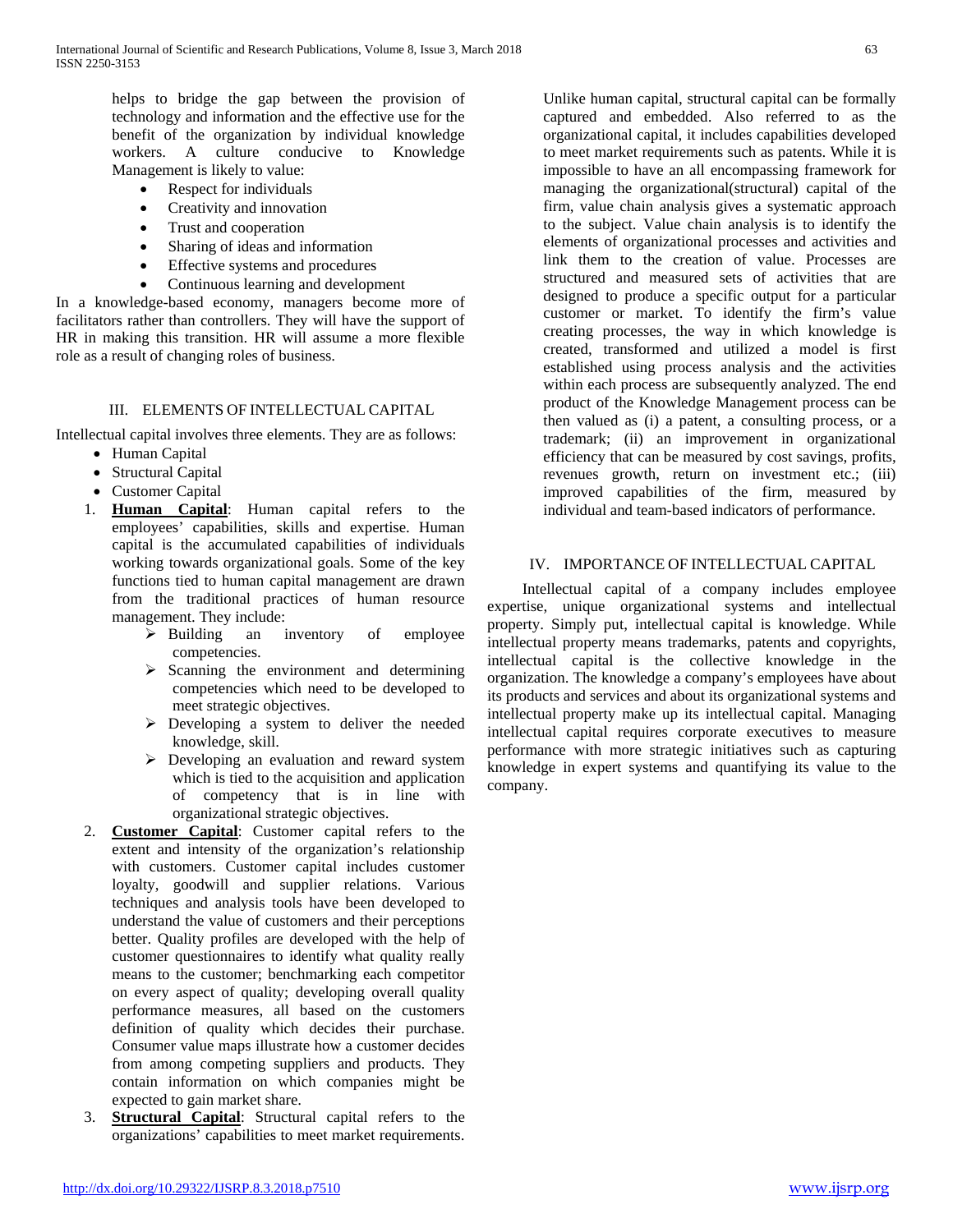helps to bridge the gap between the provision of technology and information and the effective use for the benefit of the organization by individual knowledge workers. A culture conducive to Knowledge Management is likely to value:

- Respect for individuals
- Creativity and innovation
- Trust and cooperation
- Sharing of ideas and information
- Effective systems and procedures
- Continuous learning and development

In a knowledge-based economy, managers become more of facilitators rather than controllers. They will have the support of HR in making this transition. HR will assume a more flexible role as a result of changing roles of business.

## III. ELEMENTS OF INTELLECTUAL CAPITAL

Intellectual capital involves three elements. They are as follows:

- Human Capital
- Structural Capital
- Customer Capital

1. **Human Capital**: Human capital refers to the employees' capabilities, skills and expertise. Human capital is the accumulated capabilities of individuals working towards organizational goals. Some of the key functions tied to human capital management are drawn from the traditional practices of human resource management. They include:
   - Building an inventory of employee competencies.
   - Scanning the environment and determining competencies which need to be developed to meet strategic objectives.
   - Developing a system to deliver the needed knowledge, skill.
   - Developing an evaluation and reward system which is tied to the acquisition and application of competency that is in line with organizational strategic objectives.
2. **Customer Capital**: Customer capital refers to the extent and intensity of the organization's relationship with customers. Customer capital includes customer loyalty, goodwill and supplier relations. Various techniques and analysis tools have been developed to understand the value of customers and their perceptions better. Quality profiles are developed with the help of customer questionnaires to identify what quality really means to the customer; benchmarking each competitor on every aspect of quality; developing overall quality performance measures, all based on the customers definition of quality which decides their purchase. Consumer value maps illustrate how a customer decides from among competing suppliers and products. They contain information on which companies might be expected to gain market share.
3. **Structural Capital**: Structural capital refers to the organizations' capabilities to meet market requirements. Unlike human capital, structural capital can be formally captured and embedded. Also referred to as the organizational capital, it includes capabilities developed to meet market requirements such as patents. While it is impossible to have an all encompassing framework for managing the organizational(structural) capital of the firm, value chain analysis gives a systematic approach to the subject. Value chain analysis is to identify the elements of organizational processes and activities and link them to the creation of value. Processes are structured and measured sets of activities that are designed to produce a specific output for a particular customer or market. To identify the firm's value creating processes, the way in which knowledge is first created, transformed and utilized a model is first established using process analysis and the activities within each process are subsequently analyzed. The end product of the Knowledge Management process can be then valued as (i) a patent, a consulting process, or a trademark; (ii) an improvement in organizational efficiency that can be measured by cost savings, profits, revenues growth, return on investment etc.; (iii) improved capabilities of the firm, measured by individual and team-based indicators of performance.

## IV. IMPORTANCE OF INTELLECTUAL CAPITAL

Intellectual capital of a company includes employee expertise, unique organizational systems and intellectual property. Simply put, intellectual capital is knowledge. While intellectual property means trademarks, patents and copyrights, intellectual capital is the collective knowledge in the organization. The knowledge a company's employees have about its products and services and about its organizational systems and intellectual property make up its intellectual capital. Managing intellectual capital requires corporate executives to measure performance with more strategic initiatives such as capturing knowledge in expert systems and quantifying its value to the company.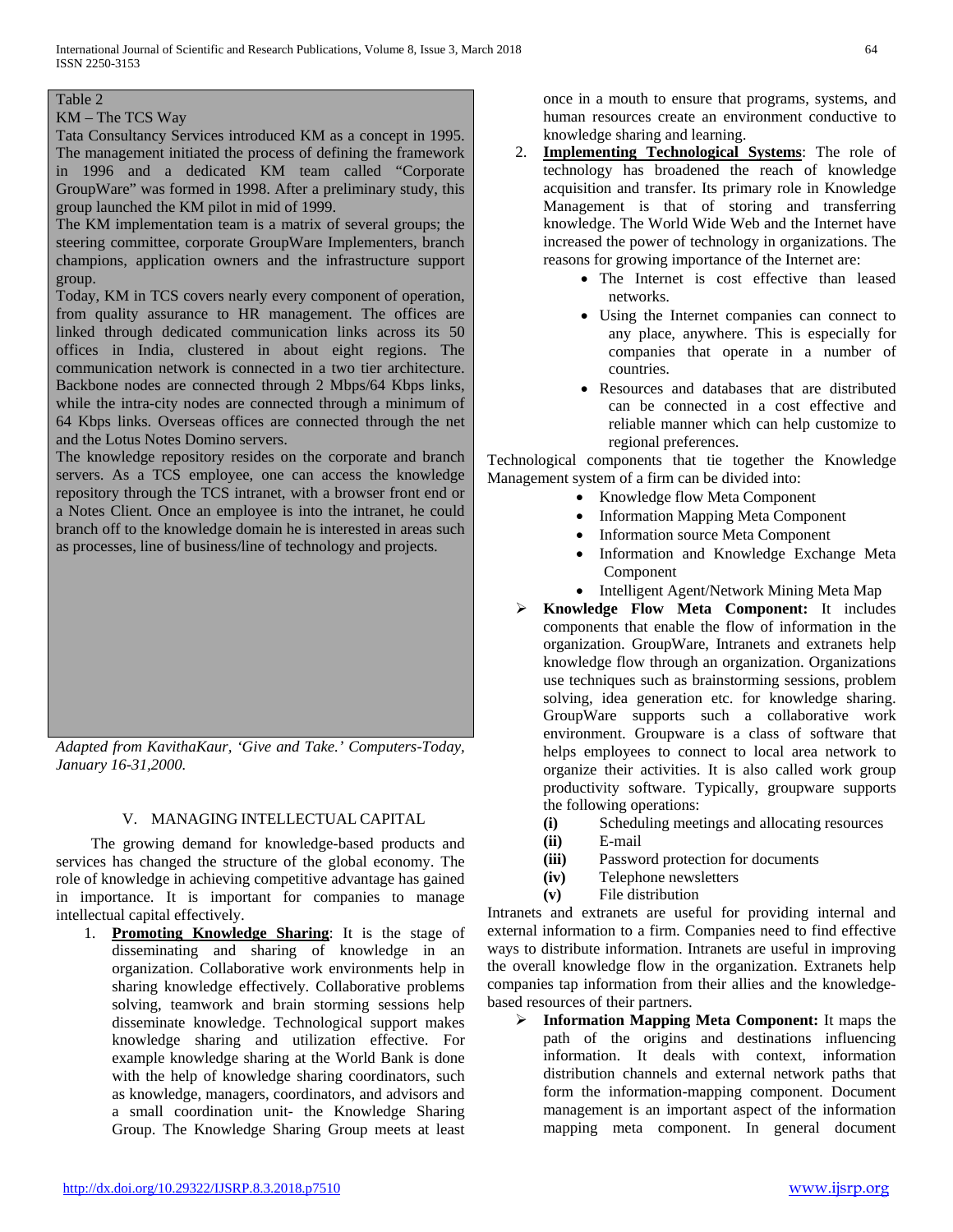Table 2

KM – The TCS Way

Tata Consultancy Services introduced KM as a concept in 1995. The management initiated the process of defining the framework in 1996 and a dedicated KM team called "Corporate GroupWare" was formed in 1998. After a preliminary study, this group launched the KM pilot in mid of 1999.

The KM implementation team is a matrix of several groups; the steering committee, corporate GroupWare Implementers, branch champions, application owners and the infrastructure support group.

Today, KM in TCS covers nearly every component of operation, from quality assurance to HR management. The offices are linked through dedicated communication links across its 50 offices in India, clustered in about eight regions. The communication network is connected in a two tier architecture. Backbone nodes are connected through 2 Mbps/64 Kbps links, while the intra-city nodes are connected through a minimum of 64 Kbps links. Overseas offices are connected through the net and the Lotus Notes Domino servers.

The knowledge repository resides on the corporate and branch servers. As a TCS employee, one can access the knowledge repository through the TCS intranet, with a browser front end or a Notes Client. Once an employee is into the intranet, he could branch off to the knowledge domain he is interested in areas such as processes, line of business/line of technology and projects.

*Adapted from KavithaKaur, 'Give and Take.' Computers-Today, January 16-31,2000.*

## V. MANAGING INTELLECTUAL CAPITAL

The growing demand for knowledge-based products and services has changed the structure of the global economy. The role of knowledge in achieving competitive advantage has gained in importance. It is important for companies to manage intellectual capital effectively.

1. **Promoting Knowledge Sharing**: It is the stage of disseminating and sharing of knowledge in an organization. Collaborative work environments help in sharing knowledge effectively. Collaborative problems solving, teamwork and brain storming sessions help disseminate knowledge. Technological support makes knowledge sharing and utilization effective. For example knowledge sharing at the World Bank is done with the help of knowledge sharing coordinators, such as knowledge, managers, coordinators, and advisors and a small coordination unit- the Knowledge Sharing Group. The Knowledge Sharing Group meets at least once in a mouth to ensure that programs, systems, and human resources create an environment conductive to knowledge sharing and learning.
2. **Implementing Technological Systems**: The role of technology has broadened the reach of knowledge acquisition and transfer. Its primary role in Knowledge Management is that of storing and transferring knowledge. The World Wide Web and the Internet have increased the power of technology in organizations. The reasons for growing importance of the Internet are:
   - The Internet is cost effective than leased networks.
   - Using the Internet companies can connect to any place, anywhere. This is especially for companies that operate in a number of countries.
   - Resources and databases that are distributed can be connected in a cost effective and reliable manner which can help customize to regional preferences.

Technological components that tie together the Knowledge Management system of a firm can be divided into:

- Knowledge flow Meta Component
- Information Mapping Meta Component
- Information source Meta Component
- Information and Knowledge Exchange Meta Component
- Intelligent Agent/Network Mining Meta Map

- **Knowledge Flow Meta Component:** It includes components that enable the flow of information in the organization. GroupWare, Intranets and extranets help knowledge flow through an organization. Organizations use techniques such as brainstorming sessions, problem solving, idea generation etc. for knowledge sharing. GroupWare supports such a collaborative work environment. Groupware is a class of software that helps employees to connect to local area network to organize their activities. It is also called work group productivity software. Typically, groupware supports the following operations:
  - **(i)** Scheduling meetings and allocating resources
  - **(ii)** E-mail
  - **(iii)** Password protection for documents
  - **(iv)** Telephone newsletters
  - **(v)** File distribution

Intranets and extranets are useful for providing internal and external information to a firm. Companies need to find effective ways to distribute information. Intranets are useful in improving the overall knowledge flow in the organization. Extranets help companies tap information from their allies and the knowledge-based resources of their partners.

- **Information Mapping Meta Component:** It maps the path of the origins and destinations influencing information. It deals with context, information distribution channels and external network paths that form the information-mapping component. Document management is an important aspect of the information mapping meta component. In general document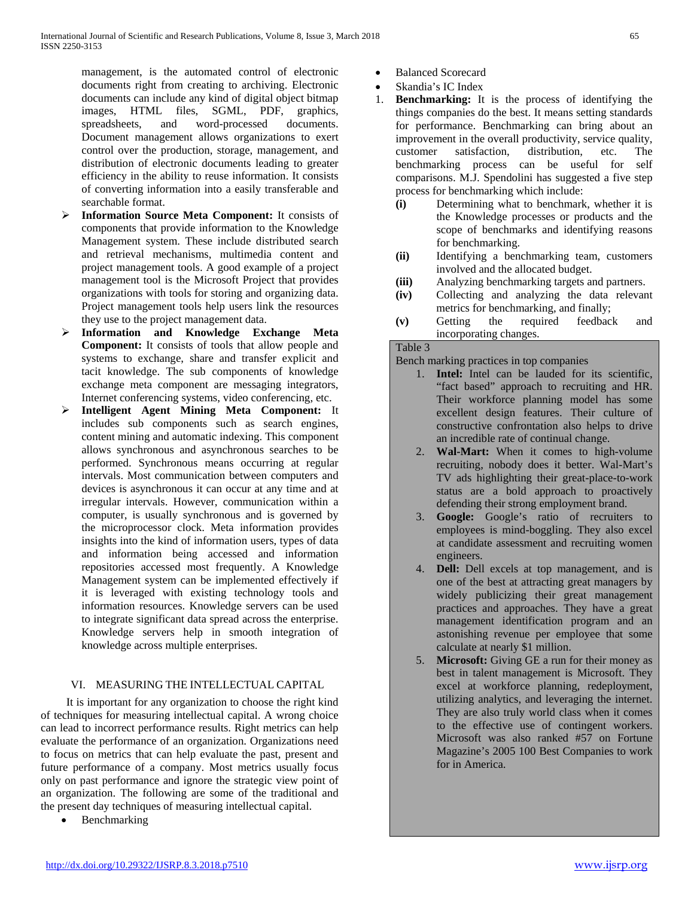management, is the automated control of electronic documents right from creating to archiving. Electronic documents can include any kind of digital object bitmap images, HTML files, SGML, PDF, graphics, spreadsheets, and word-processed documents. Document management allows organizations to exert control over the production, storage, management, and distribution of electronic documents leading to greater efficiency in the ability to reuse information. It consists of converting information into a easily transferable and searchable format.

- **Information Source Meta Component:** It consists of components that provide information to the Knowledge Management system. These include distributed search and retrieval mechanisms, multimedia content and project management tools. A good example of a project management tool is the Microsoft Project that provides organizations with tools for storing and organizing data. Project management tools help users link the resources they use to the project management data.
- **Information and Knowledge Exchange Meta Component:** It consists of tools that allow people and systems to exchange, share and transfer explicit and tacit knowledge. The sub components of knowledge exchange meta component are messaging integrators, Internet conferencing systems, video conferencing, etc.
- **Intelligent Agent Mining Meta Component:** It includes sub components such as search engines, content mining and automatic indexing. This component allows synchronous and asynchronous searches to be performed. Synchronous means occurring at regular intervals. Most communication between computers and devices is asynchronous it can occur at any time and at irregular intervals. However, communication within a computer, is usually synchronous and is governed by the microprocessor clock. Meta information provides insights into the kind of information users, types of data and information being accessed and information repositories accessed most frequently. A Knowledge Management system can be implemented effectively if it is leveraged with existing technology tools and information resources. Knowledge servers can be used to integrate significant data spread across the enterprise. Knowledge servers help in smooth integration of knowledge across multiple enterprises.

## VI. MEASURING THE INTELLECTUAL CAPITAL

It is important for any organization to choose the right kind of techniques for measuring intellectual capital. A wrong choice can lead to incorrect performance results. Right metrics can help evaluate the performance of an organization. Organizations need to focus on metrics that can help evaluate the past, present and future performance of a company. Most metrics usually focus only on past performance and ignore the strategic view point of an organization. The following are some of the traditional and the present day techniques of measuring intellectual capital.

- Benchmarking
- Balanced Scorecard
- Skandia's IC Index

1. **Benchmarking:** It is the process of identifying the things companies do the best. It means setting standards for performance. Benchmarking can bring about an improvement in the overall productivity, service quality, customer satisfaction, distribution, etc. The benchmarking process can be useful for self comparisons. M.J. Spendolini has suggested a five step process for benchmarking which include:
   - **(i)** Determining what to benchmark, whether it is the Knowledge processes or products and the scope of benchmarks and identifying reasons for benchmarking.
   - **(ii)** Identifying a benchmarking team, customers involved and the allocated budget.
   - **(iii)** Analyzing benchmarking targets and partners.
   - **(iv)** Collecting and analyzing the data relevant metrics for benchmarking, and finally;
   - **(v)** Getting the required feedback and incorporating changes.

Table 3

Bench marking practices in top companies

1. **Intel:** Intel can be lauded for its scientific, "fact based" approach to recruiting and HR. Their workforce planning model has some excellent design features. Their culture of constructive confrontation also helps to drive an incredible rate of continual change.
2. **Wal-Mart:** When it comes to high-volume recruiting, nobody does it better. Wal-Mart's TV ads highlighting their great-place-to-work status are a bold approach to proactively defending their strong employment brand.
3. **Google:** Google's ratio of recruiters to employees is mind-boggling. They also excel at candidate assessment and recruiting women engineers.
4. **Dell:** Dell excels at top management, and is one of the best at attracting great managers by widely publicizing their great management practices and approaches. They have a great management identification program and an astonishing revenue per employee that some calculate at nearly $1 million.
5. **Microsoft:** Giving GE a run for their money as best in talent management is Microsoft. They excel at workforce planning, redeployment, utilizing analytics, and leveraging the internet. They are also truly world class when it comes to the effective use of contingent workers. Microsoft was also ranked #57 on Fortune Magazine's 2005 100 Best Companies to work for in America.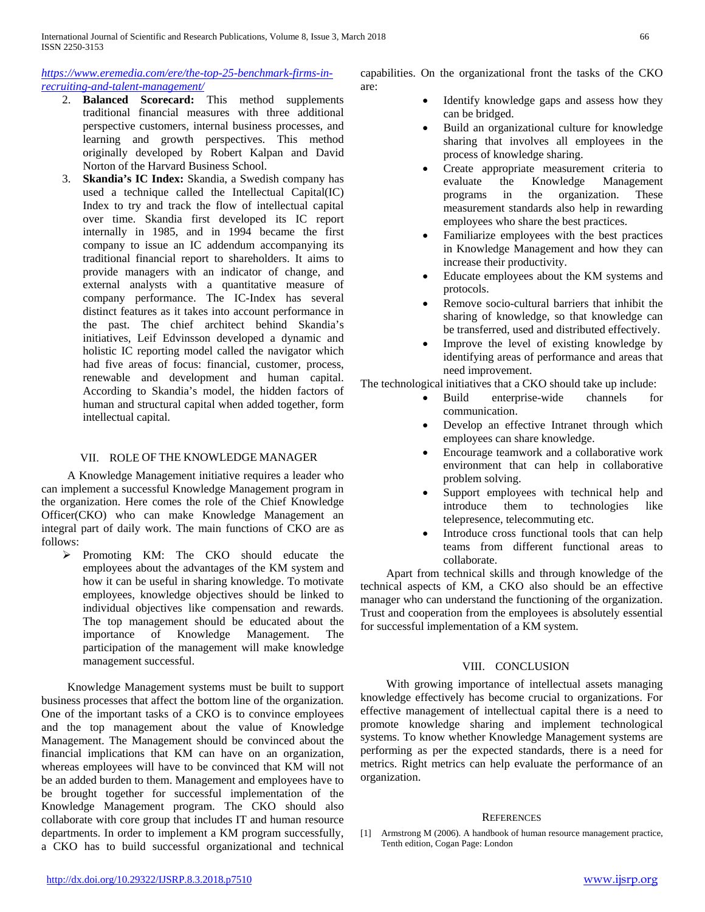*https://www.eremedia.com/ere/the-top-25-benchmark-firms-in-recruiting-and-talent-management/*

2. **Balanced Scorecard:** This method supplements traditional financial measures with three additional perspective customers, internal business processes, and learning and growth perspectives. This method originally developed by Robert Kalpan and David Norton of the Harvard Business School.
3. **Skandia's IC Index:** Skandia, a Swedish company has used a technique called the Intellectual Capital(IC) Index to try and track the flow of intellectual capital over time. Skandia first developed its IC report internally in 1985, and in 1994 became the first company to issue an IC addendum accompanying its traditional financial report to shareholders. It aims to provide managers with an indicator of change, and external analysts with a quantitative measure of company performance. The IC-Index has several distinct features as it takes into account performance in the past. The chief architect behind Skandia's initiatives, Leif Edvinsson developed a dynamic and holistic IC reporting model called the navigator which had five areas of focus: financial, customer, process, renewable and development and human capital. According to Skandia's model, the hidden factors of human and structural capital when added together, form intellectual capital.

## VII. Role of the Knowledge Manager

A Knowledge Management initiative requires a leader who can implement a successful Knowledge Management program in the organization. Here comes the role of the Chief Knowledge Officer(CKO) who can make Knowledge Management an integral part of daily work. The main functions of CKO are as follows:

- Promoting KM: The CKO should educate the employees about the advantages of the KM system and how it can be useful in sharing knowledge. To motivate employees, knowledge objectives should be linked to individual objectives like compensation and rewards. The top management should be educated about the importance of Knowledge Management. The participation of the management will make knowledge management successful.

Knowledge Management systems must be built to support business processes that affect the bottom line of the organization. One of the important tasks of a CKO is to convince employees and the top management about the value of Knowledge Management. The Management should be convinced about the financial implications that KM can have on an organization, whereas employees will have to be convinced that KM will not be an added burden to them. Management and employees have to be brought together for successful implementation of the Knowledge Management program. The CKO should also collaborate with core group that includes IT and human resource departments. In order to implement a KM program successfully, a CKO has to build successful organizational and technical capabilities. On the organizational front the tasks of the CKO are:

- Identify knowledge gaps and assess how they can be bridged.
- Build an organizational culture for knowledge sharing that involves all employees in the process of knowledge sharing.
- Create appropriate measurement criteria to evaluate the Knowledge Management programs in the organization. These measurement standards also help in rewarding employees who share the best practices.
- Familiarize employees with the best practices in Knowledge Management and how they can increase their productivity.
- Educate employees about the KM systems and protocols.
- Remove socio-cultural barriers that inhibit the sharing of knowledge, so that knowledge can be transferred, used and distributed effectively.
- Improve the level of existing knowledge by identifying areas of performance and areas that need improvement.

The technological initiatives that a CKO should take up include:

- Build enterprise-wide channels for communication.
- Develop an effective Intranet through which employees can share knowledge.
- Encourage teamwork and a collaborative work environment that can help in collaborative problem solving.
- Support employees with technical help and introduce them to technologies like telepresence, telecommuting etc.
- Introduce cross functional tools that can help teams from different functional areas to collaborate.

Apart from technical skills and through knowledge of the technical aspects of KM, a CKO also should be an effective manager who can understand the functioning of the organization. Trust and cooperation from the employees is absolutely essential for successful implementation of a KM system.

## VIII. Conclusion

With growing importance of intellectual assets managing knowledge effectively has become crucial to organizations. For effective management of intellectual capital there is a need to promote knowledge sharing and implement technological systems. To know whether Knowledge Management systems are performing as per the expected standards, there is a need for metrics. Right metrics can help evaluate the performance of an organization.

## References

[1] Armstrong M (2006). A handbook of human resource management practice, Tenth edition, Cogan Page: London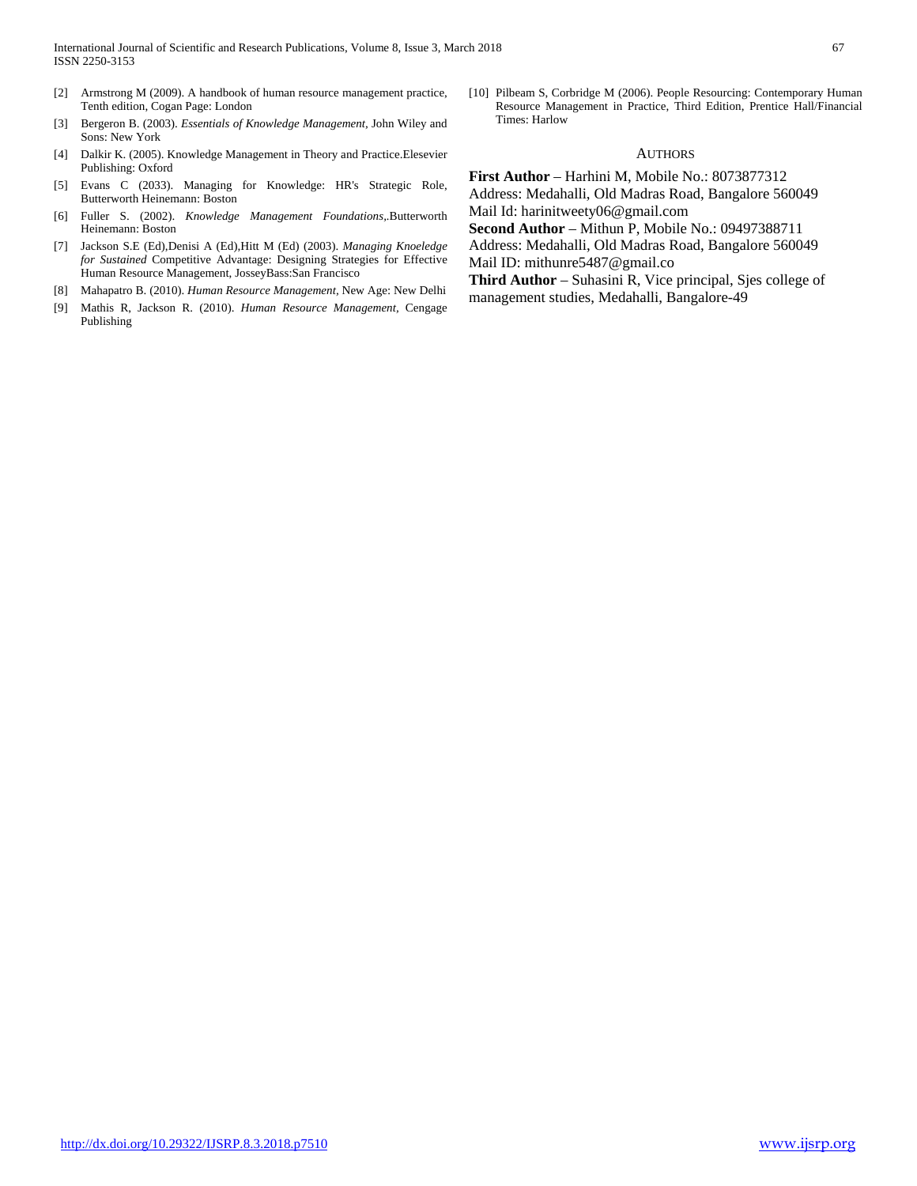[2] Armstrong M (2009). A handbook of human resource management practice, Tenth edition, Cogan Page: London

[3] Bergeron B. (2003). *Essentials of Knowledge Management*, John Wiley and Sons: New York

[4] Dalkir K. (2005). Knowledge Management in Theory and Practice.Elesevier Publishing: Oxford

[5] Evans C (2033). Managing for Knowledge: HR's Strategic Role, Butterworth Heinemann: Boston

[6] Fuller S. (2002). *Knowledge Management Foundations*,.Butterworth Heinemann: Boston

[7] Jackson S.E (Ed),Denisi A (Ed),Hitt M (Ed) (2003). *Managing Knoeledge for Sustained* Competitive Advantage: Designing Strategies for Effective Human Resource Management, JosseyBass:San Francisco

[8] Mahapatro B. (2010). *Human Resource Management*, New Age: New Delhi

[9] Mathis R, Jackson R. (2010). *Human Resource Management*, Cengage Publishing

[10] Pilbeam S, Corbridge M (2006). People Resourcing: Contemporary Human Resource Management in Practice, Third Edition, Prentice Hall/Financial Times: Harlow

## AUTHORS

**First Author** – Harhini M, Mobile No.: 8073877312
Address: Medahalli, Old Madras Road, Bangalore 560049
Mail Id: harinitweety06@gmail.com

**Second Author** – Mithun P, Mobile No.: 09497388711
Address: Medahalli, Old Madras Road, Bangalore 560049
Mail ID: mithunre5487@gmail.co

**Third Author** – Suhasini R, Vice principal, Sjes college of management studies, Medahalli, Bangalore-49